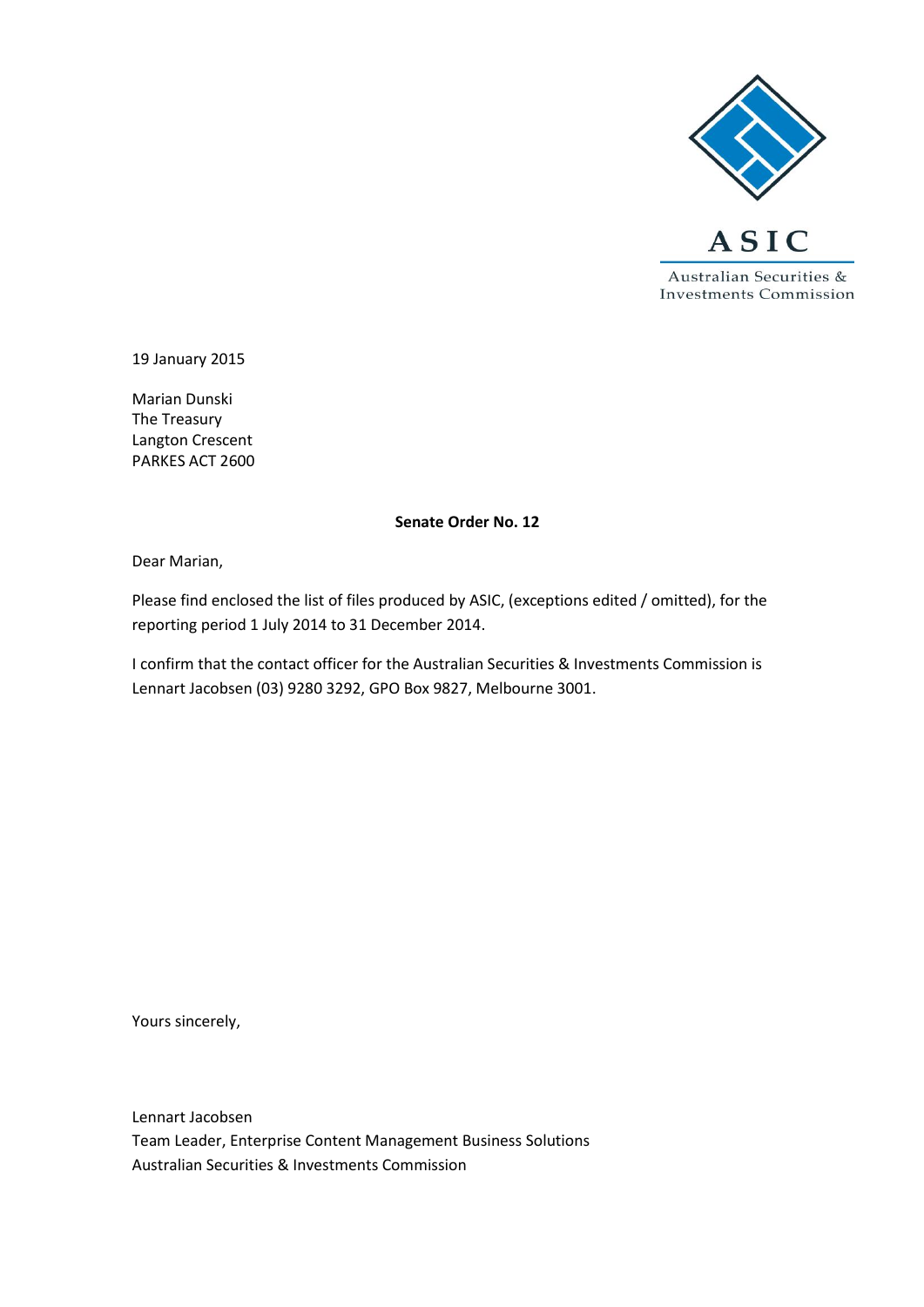ASIC

Australian Securities & Investments Commission

19 January 2015

Marian Dunski
The Treasury
Langton Crescent
PARKES ACT 2600

**Senate Order No. 12**

Dear Marian,

Please find enclosed the list of files produced by ASIC, (exceptions edited / omitted), for the reporting period 1 July 2014 to 31 December 2014.

I confirm that the contact officer for the Australian Securities & Investments Commission is Lennart Jacobsen (03) 9280 3292, GPO Box 9827, Melbourne 3001.

Yours sincerely,

Lennart Jacobsen
Team Leader, Enterprise Content Management Business Solutions
Australian Securities & Investments Commission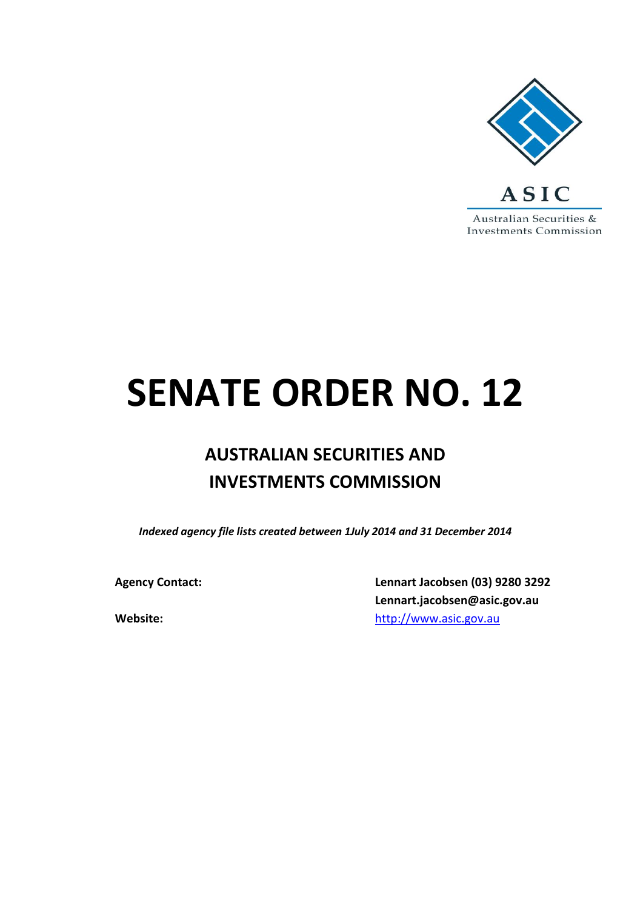ASIC

Australian Securities & Investments Commission

# SENATE ORDER NO. 12

## AUSTRALIAN SECURITIES AND INVESTMENTS COMMISSION

*Indexed agency file lists created between 1July 2014 and 31 December 2014*

| | |
|---|---|
| **Agency Contact:** | **Lennart Jacobsen (03) 9280 3292** |
| | **Lennart.jacobsen@asic.gov.au** |
| **Website:** | http://www.asic.gov.au |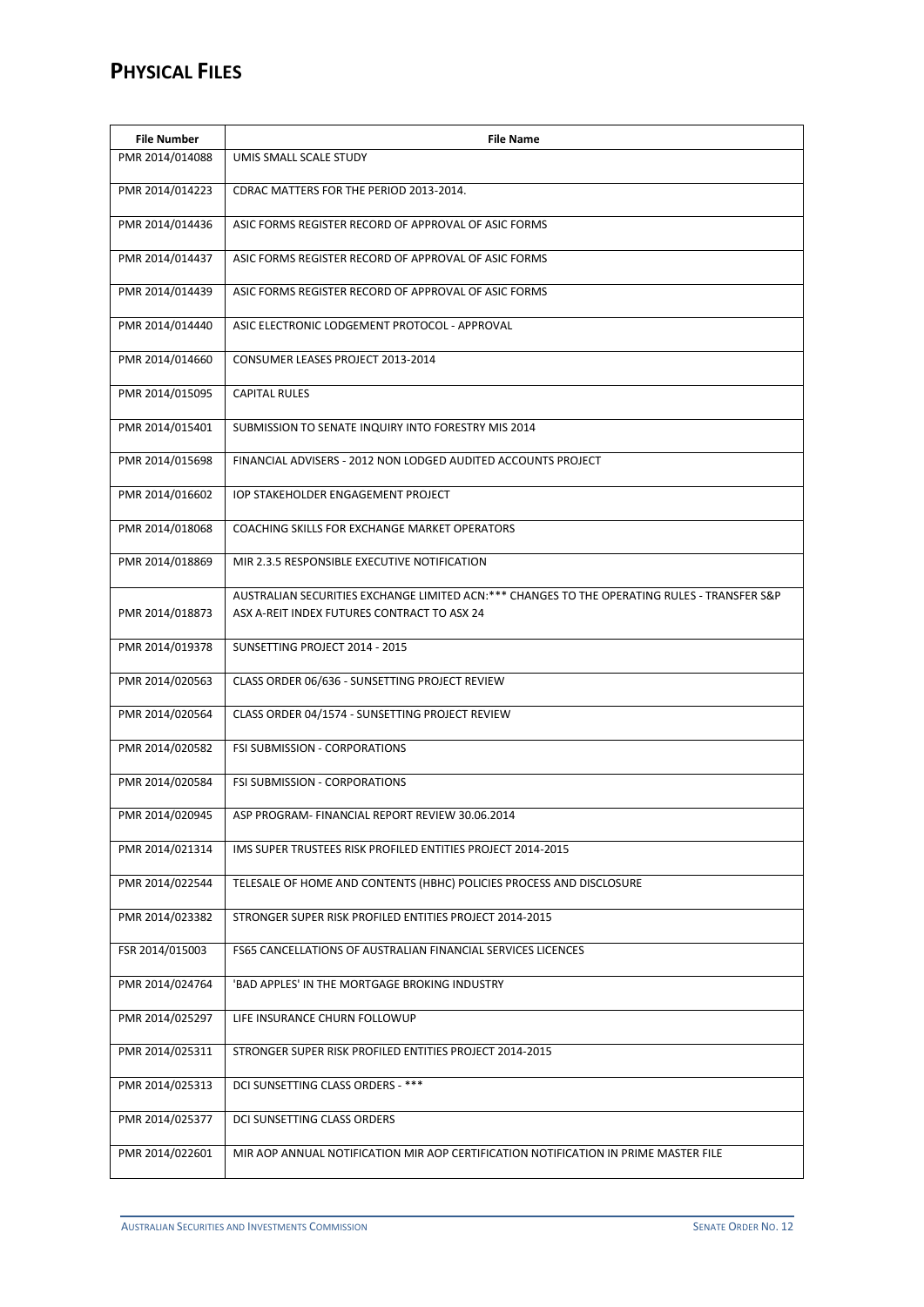## PHYSICAL FILES

| File Number | File Name |
|---|---|
| PMR 2014/014088 | UMIS SMALL SCALE STUDY |
| PMR 2014/014223 | CDRAC MATTERS FOR THE PERIOD 2013-2014. |
| PMR 2014/014436 | ASIC FORMS REGISTER RECORD OF APPROVAL OF ASIC FORMS |
| PMR 2014/014437 | ASIC FORMS REGISTER RECORD OF APPROVAL OF ASIC FORMS |
| PMR 2014/014439 | ASIC FORMS REGISTER RECORD OF APPROVAL OF ASIC FORMS |
| PMR 2014/014440 | ASIC ELECTRONIC LODGEMENT PROTOCOL - APPROVAL |
| PMR 2014/014660 | CONSUMER LEASES PROJECT 2013-2014 |
| PMR 2014/015095 | CAPITAL RULES |
| PMR 2014/015401 | SUBMISSION TO SENATE INQUIRY INTO FORESTRY MIS 2014 |
| PMR 2014/015698 | FINANCIAL ADVISERS - 2012 NON LODGED AUDITED ACCOUNTS PROJECT |
| PMR 2014/016602 | IOP STAKEHOLDER ENGAGEMENT PROJECT |
| PMR 2014/018068 | COACHING SKILLS FOR EXCHANGE MARKET OPERATORS |
| PMR 2014/018869 | MIR 2.3.5 RESPONSIBLE EXECUTIVE NOTIFICATION |
| PMR 2014/018873 | AUSTRALIAN SECURITIES EXCHANGE LIMITED ACN:*** CHANGES TO THE OPERATING RULES - TRANSFER S&P ASX A-REIT INDEX FUTURES CONTRACT TO ASX 24 |
| PMR 2014/019378 | SUNSETTING PROJECT 2014 - 2015 |
| PMR 2014/020563 | CLASS ORDER 06/636 - SUNSETTING PROJECT REVIEW |
| PMR 2014/020564 | CLASS ORDER 04/1574 - SUNSETTING PROJECT REVIEW |
| PMR 2014/020582 | FSI SUBMISSION - CORPORATIONS |
| PMR 2014/020584 | FSI SUBMISSION - CORPORATIONS |
| PMR 2014/020945 | ASP PROGRAM- FINANCIAL REPORT REVIEW 30.06.2014 |
| PMR 2014/021314 | IMS SUPER TRUSTEES RISK PROFILED ENTITIES PROJECT 2014-2015 |
| PMR 2014/022544 | TELESALE OF HOME AND CONTENTS (HBHC) POLICIES PROCESS AND DISCLOSURE |
| PMR 2014/023382 | STRONGER SUPER RISK PROFILED ENTITIES PROJECT 2014-2015 |
| FSR 2014/015003 | FS65 CANCELLATIONS OF AUSTRALIAN FINANCIAL SERVICES LICENCES |
| PMR 2014/024764 | 'BAD APPLES' IN THE MORTGAGE BROKING INDUSTRY |
| PMR 2014/025297 | LIFE INSURANCE CHURN FOLLOWUP |
| PMR 2014/025311 | STRONGER SUPER RISK PROFILED ENTITIES PROJECT 2014-2015 |
| PMR 2014/025313 | DCI SUNSETTING CLASS ORDERS - *** |
| PMR 2014/025377 | DCI SUNSETTING CLASS ORDERS |
| PMR 2014/022601 | MIR AOP ANNUAL NOTIFICATION MIR AOP CERTIFICATION NOTIFICATION IN PRIME MASTER FILE |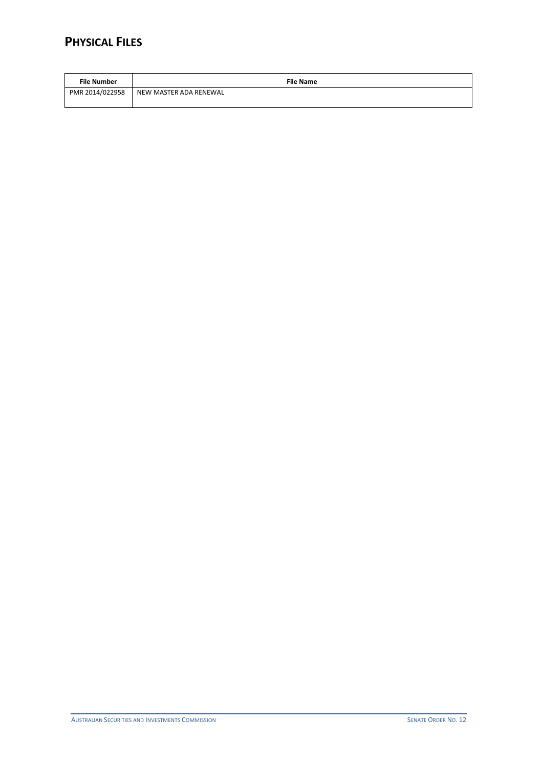# PHYSICAL FILES

| File Number | File Name |
| --- | --- |
| PMR 2014/022958 | NEW MASTER ADA RENEWAL |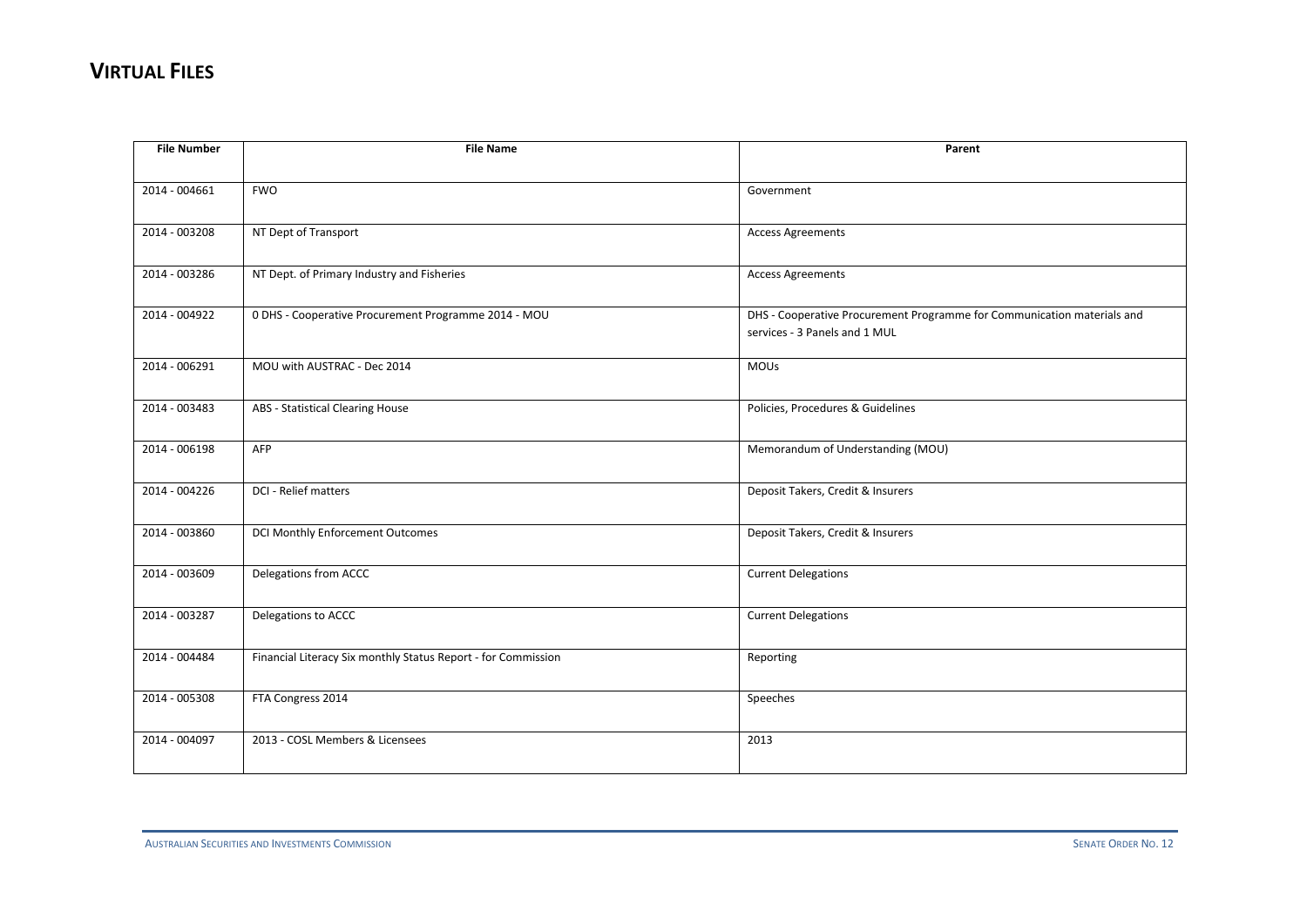## VIRTUAL FILES

| File Number | File Name | Parent |
|---|---|---|
| 2014 - 004661 | FWO | Government |
| 2014 - 003208 | NT Dept of Transport | Access Agreements |
| 2014 - 003286 | NT Dept. of Primary Industry and Fisheries | Access Agreements |
| 2014 - 004922 | 0 DHS - Cooperative Procurement Programme 2014 - MOU | DHS - Cooperative Procurement Programme for Communication materials and services - 3 Panels and 1 MUL |
| 2014 - 006291 | MOU with AUSTRAC - Dec 2014 | MOUs |
| 2014 - 003483 | ABS - Statistical Clearing House | Policies, Procedures & Guidelines |
| 2014 - 006198 | AFP | Memorandum of Understanding (MOU) |
| 2014 - 004226 | DCI - Relief matters | Deposit Takers, Credit & Insurers |
| 2014 - 003860 | DCI Monthly Enforcement Outcomes | Deposit Takers, Credit & Insurers |
| 2014 - 003609 | Delegations from ACCC | Current Delegations |
| 2014 - 003287 | Delegations to ACCC | Current Delegations |
| 2014 - 004484 | Financial Literacy Six monthly Status Report - for Commission | Reporting |
| 2014 - 005308 | FTA Congress 2014 | Speeches |
| 2014 - 004097 | 2013 - COSL Members & Licensees | 2013 |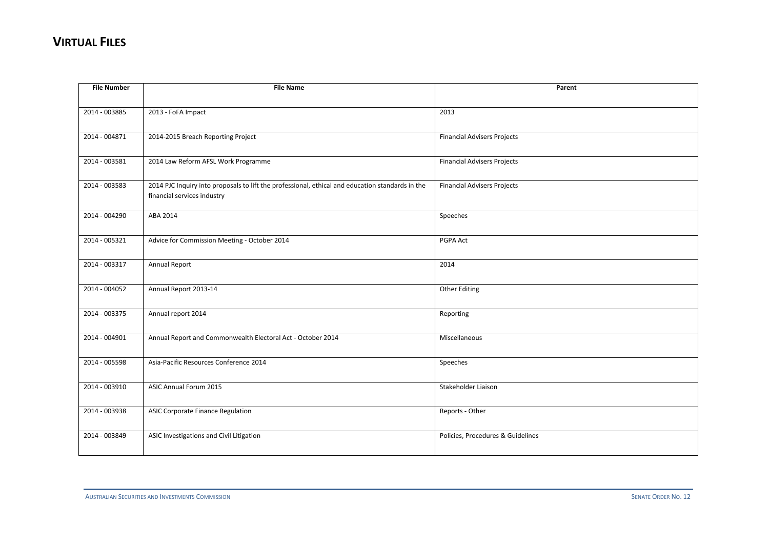# VIRTUAL FILES

| File Number | File Name | Parent |
|---|---|---|
| 2014 - 003885 | 2013 - FoFA Impact | 2013 |
| 2014 - 004871 | 2014-2015 Breach Reporting Project | Financial Advisers Projects |
| 2014 - 003581 | 2014 Law Reform AFSL Work Programme | Financial Advisers Projects |
| 2014 - 003583 | 2014 PJC Inquiry into proposals to lift the professional, ethical and education standards in the financial services industry | Financial Advisers Projects |
| 2014 - 004290 | ABA 2014 | Speeches |
| 2014 - 005321 | Advice for Commission Meeting - October 2014 | PGPA Act |
| 2014 - 003317 | Annual Report | 2014 |
| 2014 - 004052 | Annual Report 2013-14 | Other Editing |
| 2014 - 003375 | Annual report 2014 | Reporting |
| 2014 - 004901 | Annual Report and Commonwealth Electoral Act - October 2014 | Miscellaneous |
| 2014 - 005598 | Asia-Pacific Resources Conference 2014 | Speeches |
| 2014 - 003910 | ASIC Annual Forum 2015 | Stakeholder Liaison |
| 2014 - 003938 | ASIC Corporate Finance Regulation | Reports - Other |
| 2014 - 003849 | ASIC Investigations and Civil Litigation | Policies, Procedures & Guidelines |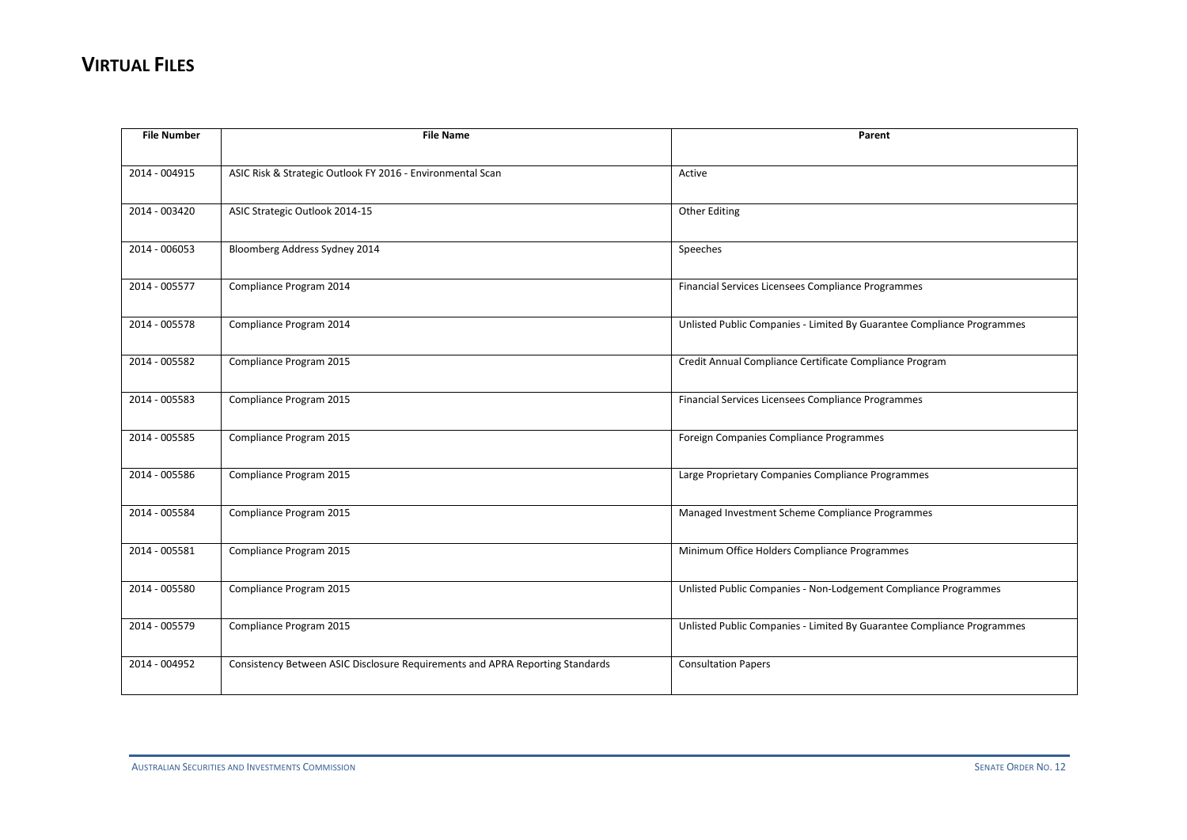# VIRTUAL FILES

| File Number | File Name | Parent |
|---|---|---|
| 2014 - 004915 | ASIC Risk & Strategic Outlook FY 2016 - Environmental Scan | Active |
| 2014 - 003420 | ASIC Strategic Outlook 2014-15 | Other Editing |
| 2014 - 006053 | Bloomberg Address Sydney 2014 | Speeches |
| 2014 - 005577 | Compliance Program 2014 | Financial Services Licensees Compliance Programmes |
| 2014 - 005578 | Compliance Program 2014 | Unlisted Public Companies - Limited By Guarantee Compliance Programmes |
| 2014 - 005582 | Compliance Program 2015 | Credit Annual Compliance Certificate Compliance Program |
| 2014 - 005583 | Compliance Program 2015 | Financial Services Licensees Compliance Programmes |
| 2014 - 005585 | Compliance Program 2015 | Foreign Companies Compliance Programmes |
| 2014 - 005586 | Compliance Program 2015 | Large Proprietary Companies Compliance Programmes |
| 2014 - 005584 | Compliance Program 2015 | Managed Investment Scheme Compliance Programmes |
| 2014 - 005581 | Compliance Program 2015 | Minimum Office Holders Compliance Programmes |
| 2014 - 005580 | Compliance Program 2015 | Unlisted Public Companies - Non-Lodgement Compliance Programmes |
| 2014 - 005579 | Compliance Program 2015 | Unlisted Public Companies - Limited By Guarantee Compliance Programmes |
| 2014 - 004952 | Consistency Between ASIC Disclosure Requirements and APRA Reporting Standards | Consultation Papers |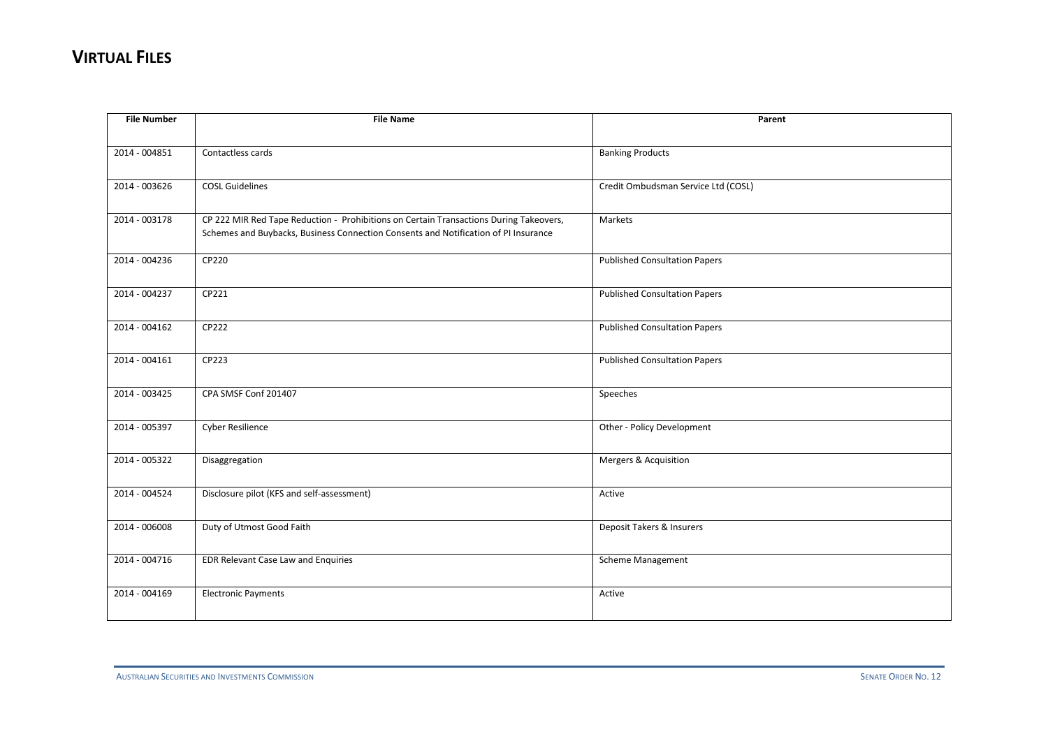# VIRTUAL FILES

| File Number | File Name | Parent |
|---|---|---|
| 2014 - 004851 | Contactless cards | Banking Products |
| 2014 - 003626 | COSL Guidelines | Credit Ombudsman Service Ltd (COSL) |
| 2014 - 003178 | CP 222 MIR Red Tape Reduction - Prohibitions on Certain Transactions During Takeovers, Schemes and Buybacks, Business Connection Consents and Notification of PI Insurance | Markets |
| 2014 - 004236 | CP220 | Published Consultation Papers |
| 2014 - 004237 | CP221 | Published Consultation Papers |
| 2014 - 004162 | CP222 | Published Consultation Papers |
| 2014 - 004161 | CP223 | Published Consultation Papers |
| 2014 - 003425 | CPA SMSF Conf 201407 | Speeches |
| 2014 - 005397 | Cyber Resilience | Other - Policy Development |
| 2014 - 005322 | Disaggregation | Mergers & Acquisition |
| 2014 - 004524 | Disclosure pilot (KFS and self-assessment) | Active |
| 2014 - 006008 | Duty of Utmost Good Faith | Deposit Takers & Insurers |
| 2014 - 004716 | EDR Relevant Case Law and Enquiries | Scheme Management |
| 2014 - 004169 | Electronic Payments | Active |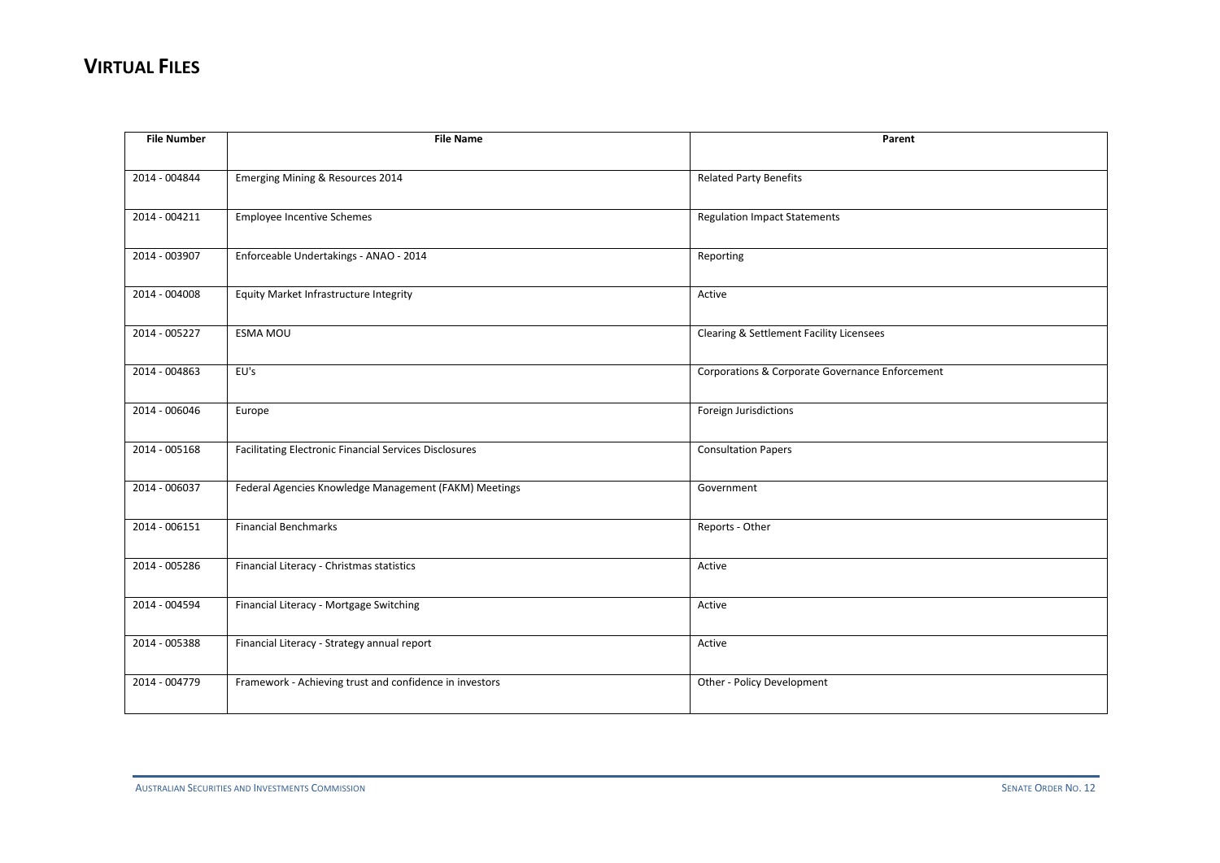# VIRTUAL FILES

| File Number | File Name | Parent |
| --- | --- | --- |
| 2014 - 004844 | Emerging Mining & Resources 2014 | Related Party Benefits |
| 2014 - 004211 | Employee Incentive Schemes | Regulation Impact Statements |
| 2014 - 003907 | Enforceable Undertakings - ANAO - 2014 | Reporting |
| 2014 - 004008 | Equity Market Infrastructure Integrity | Active |
| 2014 - 005227 | ESMA MOU | Clearing & Settlement Facility Licensees |
| 2014 - 004863 | EU's | Corporations & Corporate Governance Enforcement |
| 2014 - 006046 | Europe | Foreign Jurisdictions |
| 2014 - 005168 | Facilitating Electronic Financial Services Disclosures | Consultation Papers |
| 2014 - 006037 | Federal Agencies Knowledge Management (FAKM) Meetings | Government |
| 2014 - 006151 | Financial Benchmarks | Reports - Other |
| 2014 - 005286 | Financial Literacy - Christmas statistics | Active |
| 2014 - 004594 | Financial Literacy - Mortgage Switching | Active |
| 2014 - 005388 | Financial Literacy - Strategy annual report | Active |
| 2014 - 004779 | Framework - Achieving trust and confidence in investors | Other - Policy Development |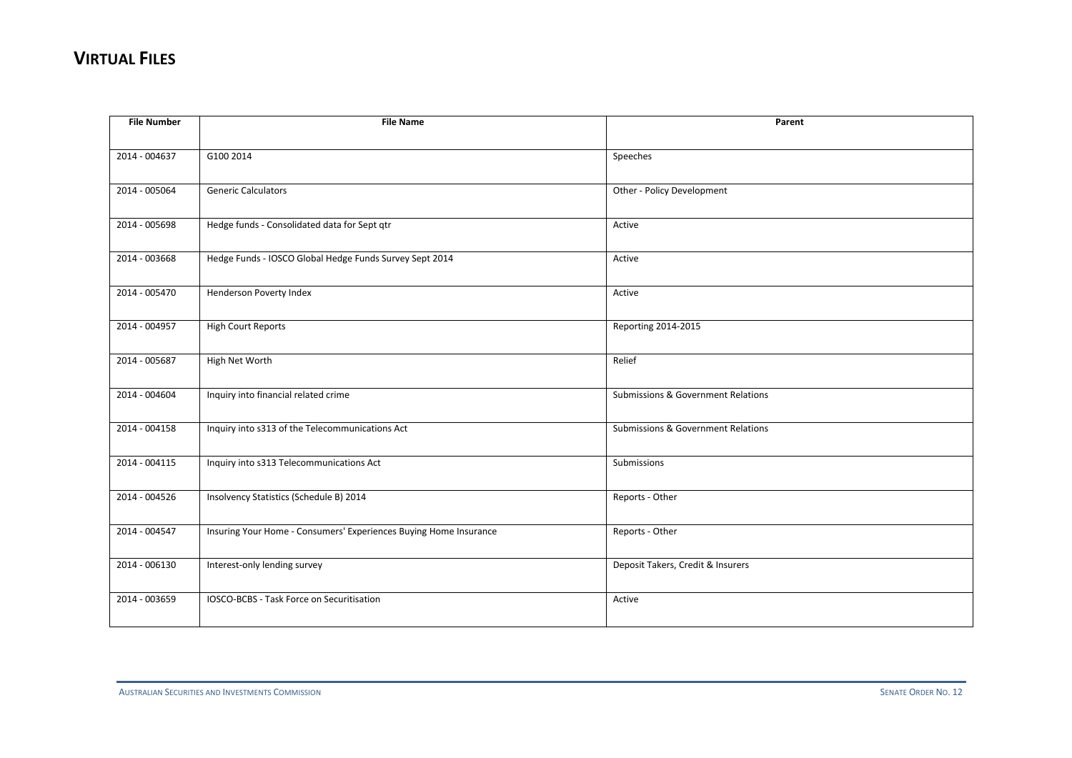# VIRTUAL FILES

| File Number | File Name | Parent |
|---|---|---|
| 2014 - 004637 | G100 2014 | Speeches |
| 2014 - 005064 | Generic Calculators | Other - Policy Development |
| 2014 - 005698 | Hedge funds - Consolidated data for Sept qtr | Active |
| 2014 - 003668 | Hedge Funds - IOSCO Global Hedge Funds Survey Sept 2014 | Active |
| 2014 - 005470 | Henderson Poverty Index | Active |
| 2014 - 004957 | High Court Reports | Reporting 2014-2015 |
| 2014 - 005687 | High Net Worth | Relief |
| 2014 - 004604 | Inquiry into financial related crime | Submissions & Government Relations |
| 2014 - 004158 | Inquiry into s313 of the Telecommunications Act | Submissions & Government Relations |
| 2014 - 004115 | Inquiry into s313 Telecommunications Act | Submissions |
| 2014 - 004526 | Insolvency Statistics (Schedule B) 2014 | Reports - Other |
| 2014 - 004547 | Insuring Your Home - Consumers' Experiences Buying Home Insurance | Reports - Other |
| 2014 - 006130 | Interest-only lending survey | Deposit Takers, Credit & Insurers |
| 2014 - 003659 | IOSCO-BCBS - Task Force on Securitisation | Active |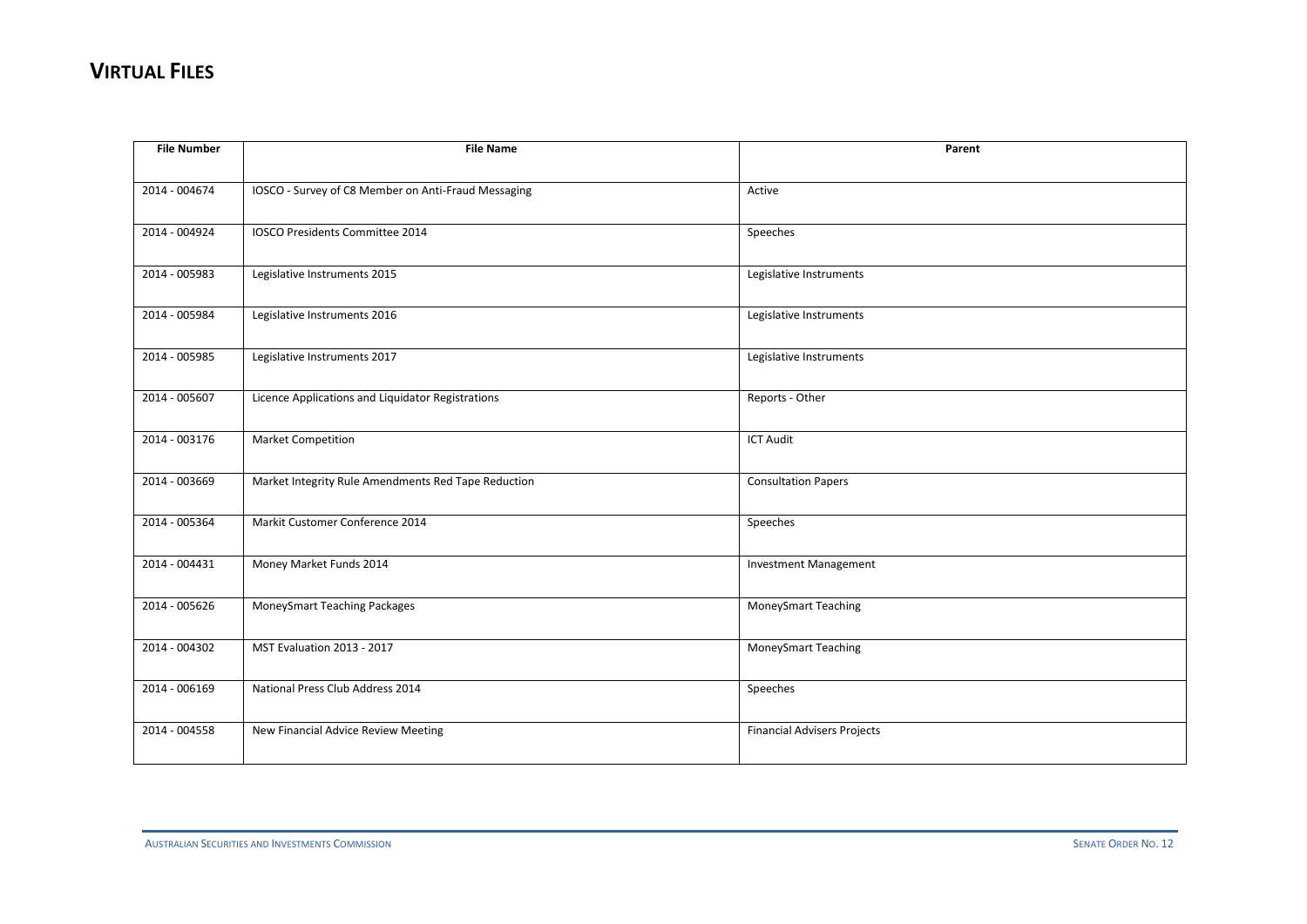# VIRTUAL FILES

| File Number | File Name | Parent |
|---|---|---|
| 2014 - 004674 | IOSCO - Survey of C8 Member on Anti-Fraud Messaging | Active |
| 2014 - 004924 | IOSCO Presidents Committee 2014 | Speeches |
| 2014 - 005983 | Legislative Instruments 2015 | Legislative Instruments |
| 2014 - 005984 | Legislative Instruments 2016 | Legislative Instruments |
| 2014 - 005985 | Legislative Instruments 2017 | Legislative Instruments |
| 2014 - 005607 | Licence Applications and Liquidator Registrations | Reports - Other |
| 2014 - 003176 | Market Competition | ICT Audit |
| 2014 - 003669 | Market Integrity Rule Amendments Red Tape Reduction | Consultation Papers |
| 2014 - 005364 | Markit Customer Conference 2014 | Speeches |
| 2014 - 004431 | Money Market Funds 2014 | Investment Management |
| 2014 - 005626 | MoneySmart Teaching Packages | MoneySmart Teaching |
| 2014 - 004302 | MST Evaluation 2013 - 2017 | MoneySmart Teaching |
| 2014 - 006169 | National Press Club Address 2014 | Speeches |
| 2014 - 004558 | New Financial Advice Review Meeting | Financial Advisers Projects |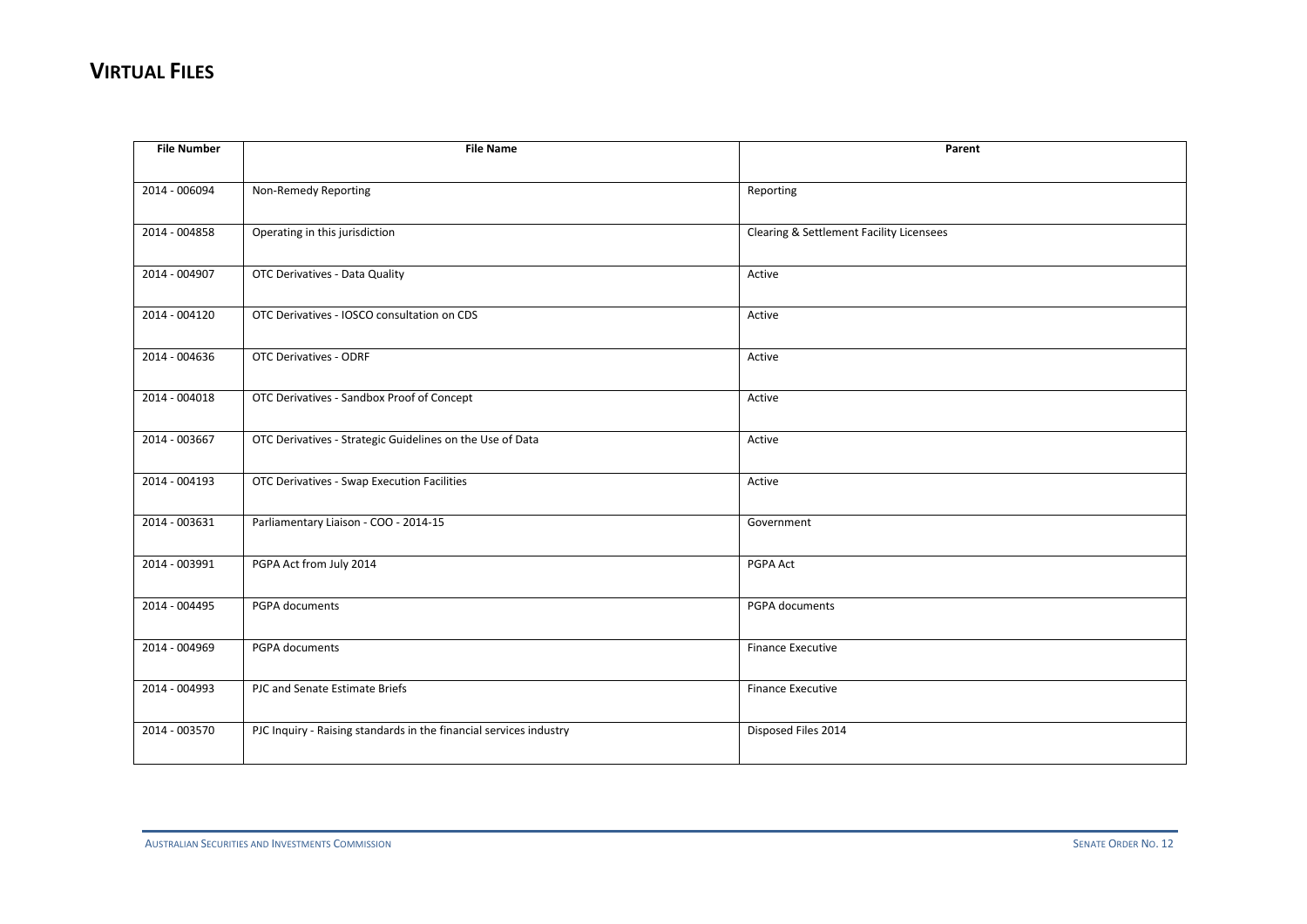# VIRTUAL FILES

| File Number | File Name | Parent |
|---|---|---|
| 2014 - 006094 | Non-Remedy Reporting | Reporting |
| 2014 - 004858 | Operating in this jurisdiction | Clearing & Settlement Facility Licensees |
| 2014 - 004907 | OTC Derivatives - Data Quality | Active |
| 2014 - 004120 | OTC Derivatives - IOSCO consultation on CDS | Active |
| 2014 - 004636 | OTC Derivatives - ODRF | Active |
| 2014 - 004018 | OTC Derivatives - Sandbox Proof of Concept | Active |
| 2014 - 003667 | OTC Derivatives - Strategic Guidelines on the Use of Data | Active |
| 2014 - 004193 | OTC Derivatives - Swap Execution Facilities | Active |
| 2014 - 003631 | Parliamentary Liaison - COO - 2014-15 | Government |
| 2014 - 003991 | PGPA Act from July 2014 | PGPA Act |
| 2014 - 004495 | PGPA documents | PGPA documents |
| 2014 - 004969 | PGPA documents | Finance Executive |
| 2014 - 004993 | PJC and Senate Estimate Briefs | Finance Executive |
| 2014 - 003570 | PJC Inquiry - Raising standards in the financial services industry | Disposed Files 2014 |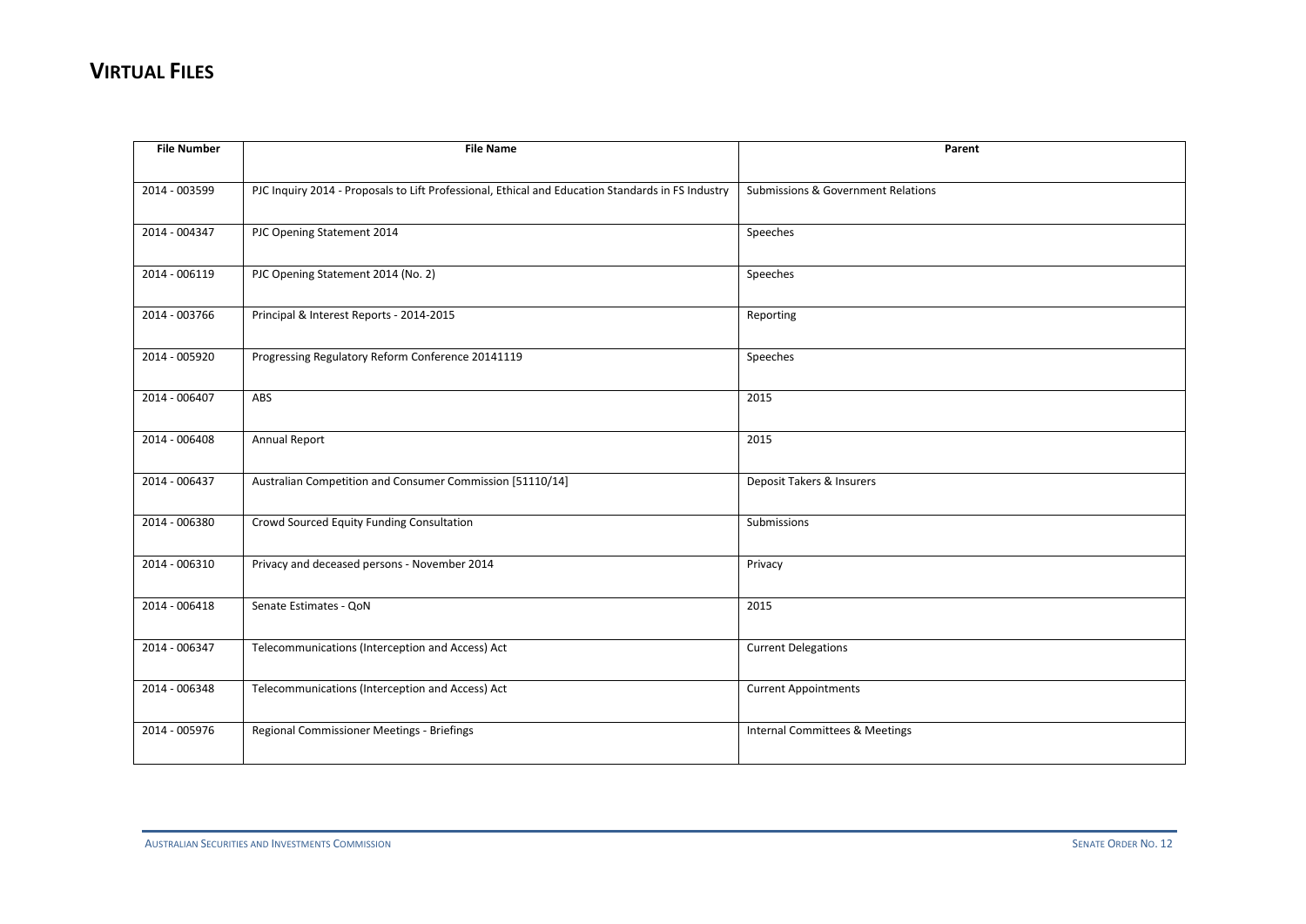# VIRTUAL FILES

| File Number | File Name | Parent |
|---|---|---|
| 2014 - 003599 | PJC Inquiry 2014 - Proposals to Lift Professional, Ethical and Education Standards in FS Industry | Submissions & Government Relations |
| 2014 - 004347 | PJC Opening Statement 2014 | Speeches |
| 2014 - 006119 | PJC Opening Statement 2014 (No. 2) | Speeches |
| 2014 - 003766 | Principal & Interest Reports - 2014-2015 | Reporting |
| 2014 - 005920 | Progressing Regulatory Reform Conference 20141119 | Speeches |
| 2014 - 006407 | ABS | 2015 |
| 2014 - 006408 | Annual Report | 2015 |
| 2014 - 006437 | Australian Competition and Consumer Commission [51110/14] | Deposit Takers & Insurers |
| 2014 - 006380 | Crowd Sourced Equity Funding Consultation | Submissions |
| 2014 - 006310 | Privacy and deceased persons - November 2014 | Privacy |
| 2014 - 006418 | Senate Estimates - QoN | 2015 |
| 2014 - 006347 | Telecommunications (Interception and Access) Act | Current Delegations |
| 2014 - 006348 | Telecommunications (Interception and Access) Act | Current Appointments |
| 2014 - 005976 | Regional Commissioner Meetings - Briefings | Internal Committees & Meetings |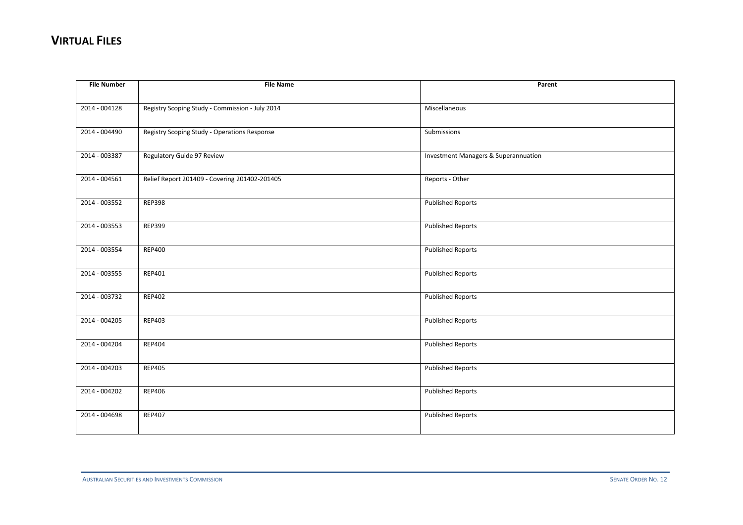# VIRTUAL FILES

| File Number | File Name | Parent |
|---|---|---|
| 2014 - 004128 | Registry Scoping Study - Commission - July 2014 | Miscellaneous |
| 2014 - 004490 | Registry Scoping Study - Operations Response | Submissions |
| 2014 - 003387 | Regulatory Guide 97 Review | Investment Managers & Superannuation |
| 2014 - 004561 | Relief Report 201409 - Covering 201402-201405 | Reports - Other |
| 2014 - 003552 | REP398 | Published Reports |
| 2014 - 003553 | REP399 | Published Reports |
| 2014 - 003554 | REP400 | Published Reports |
| 2014 - 003555 | REP401 | Published Reports |
| 2014 - 003732 | REP402 | Published Reports |
| 2014 - 004205 | REP403 | Published Reports |
| 2014 - 004204 | REP404 | Published Reports |
| 2014 - 004203 | REP405 | Published Reports |
| 2014 - 004202 | REP406 | Published Reports |
| 2014 - 004698 | REP407 | Published Reports |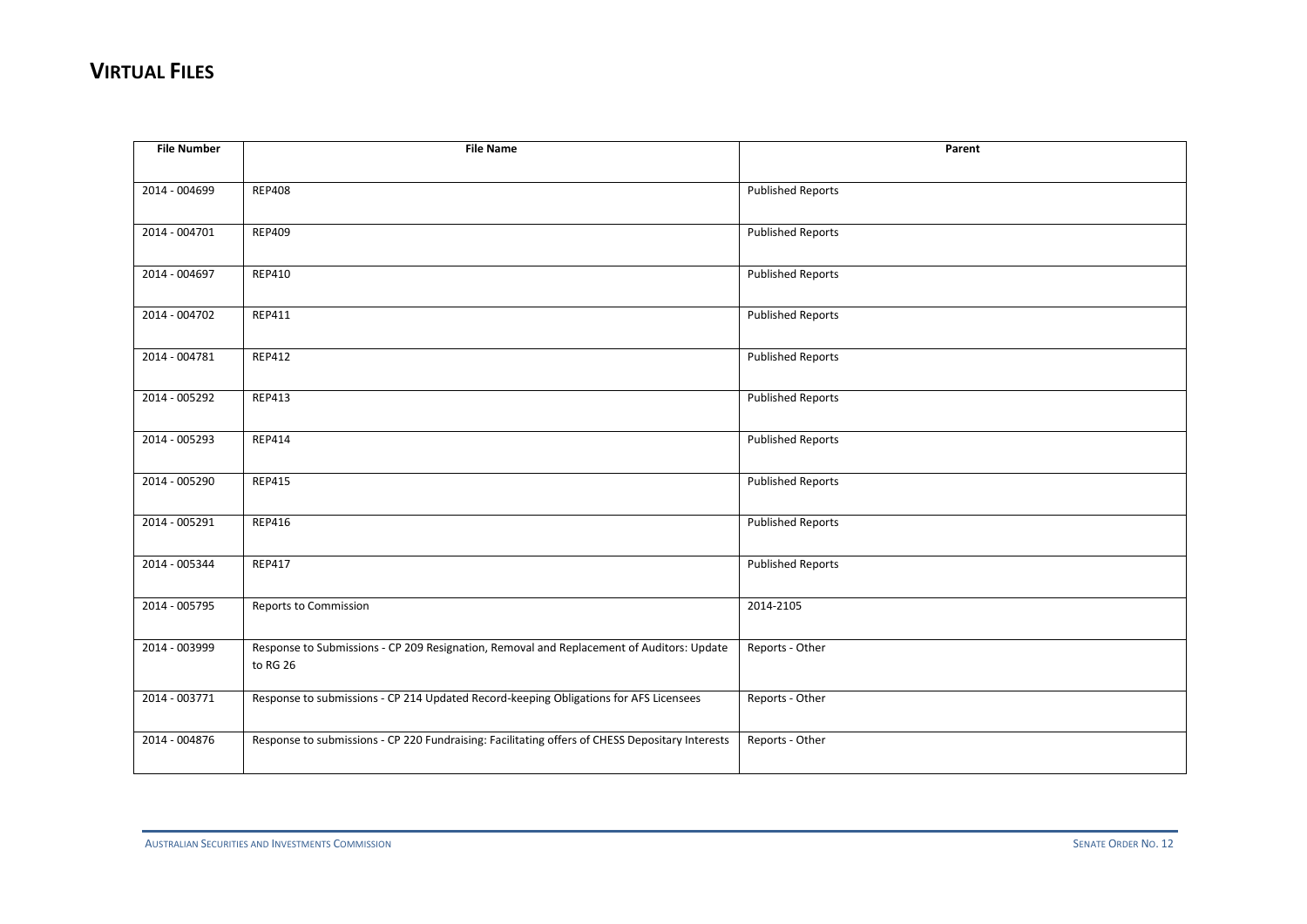# VIRTUAL FILES

| File Number | File Name | Parent |
|---|---|---|
| 2014 - 004699 | REP408 | Published Reports |
| 2014 - 004701 | REP409 | Published Reports |
| 2014 - 004697 | REP410 | Published Reports |
| 2014 - 004702 | REP411 | Published Reports |
| 2014 - 004781 | REP412 | Published Reports |
| 2014 - 005292 | REP413 | Published Reports |
| 2014 - 005293 | REP414 | Published Reports |
| 2014 - 005290 | REP415 | Published Reports |
| 2014 - 005291 | REP416 | Published Reports |
| 2014 - 005344 | REP417 | Published Reports |
| 2014 - 005795 | Reports to Commission | 2014-2105 |
| 2014 - 003999 | Response to Submissions - CP 209 Resignation, Removal and Replacement of Auditors: Update to RG 26 | Reports - Other |
| 2014 - 003771 | Response to submissions - CP 214 Updated Record-keeping Obligations for AFS Licensees | Reports - Other |
| 2014 - 004876 | Response to submissions - CP 220 Fundraising: Facilitating offers of CHESS Depositary Interests | Reports - Other |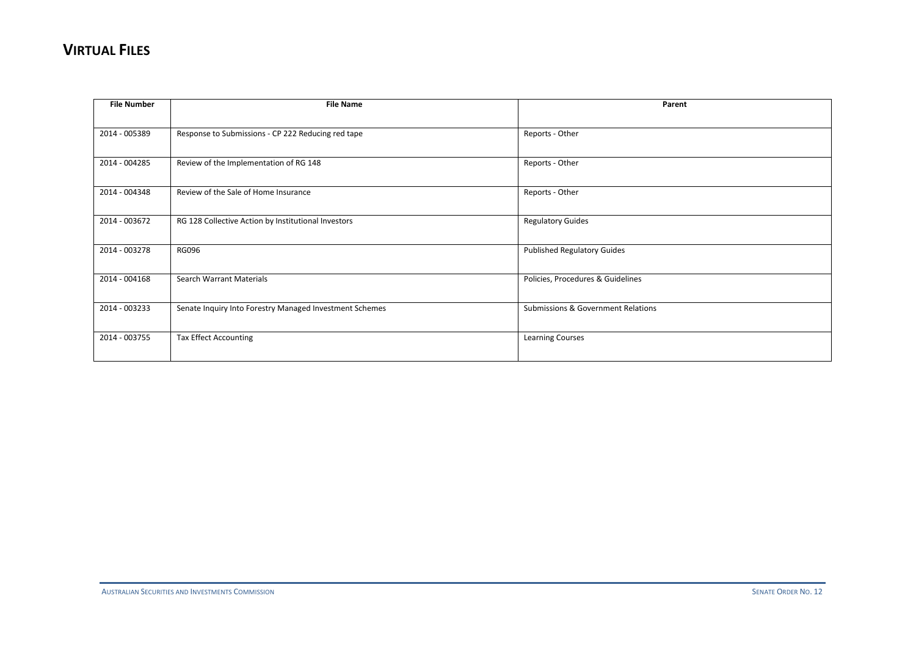# VIRTUAL FILES

| File Number | File Name | Parent |
|---|---|---|
| 2014 - 005389 | Response to Submissions - CP 222 Reducing red tape | Reports - Other |
| 2014 - 004285 | Review of the Implementation of RG 148 | Reports - Other |
| 2014 - 004348 | Review of the Sale of Home Insurance | Reports - Other |
| 2014 - 003672 | RG 128 Collective Action by Institutional Investors | Regulatory Guides |
| 2014 - 003278 | RG096 | Published Regulatory Guides |
| 2014 - 004168 | Search Warrant Materials | Policies, Procedures & Guidelines |
| 2014 - 003233 | Senate Inquiry Into Forestry Managed Investment Schemes | Submissions & Government Relations |
| 2014 - 003755 | Tax Effect Accounting | Learning Courses |